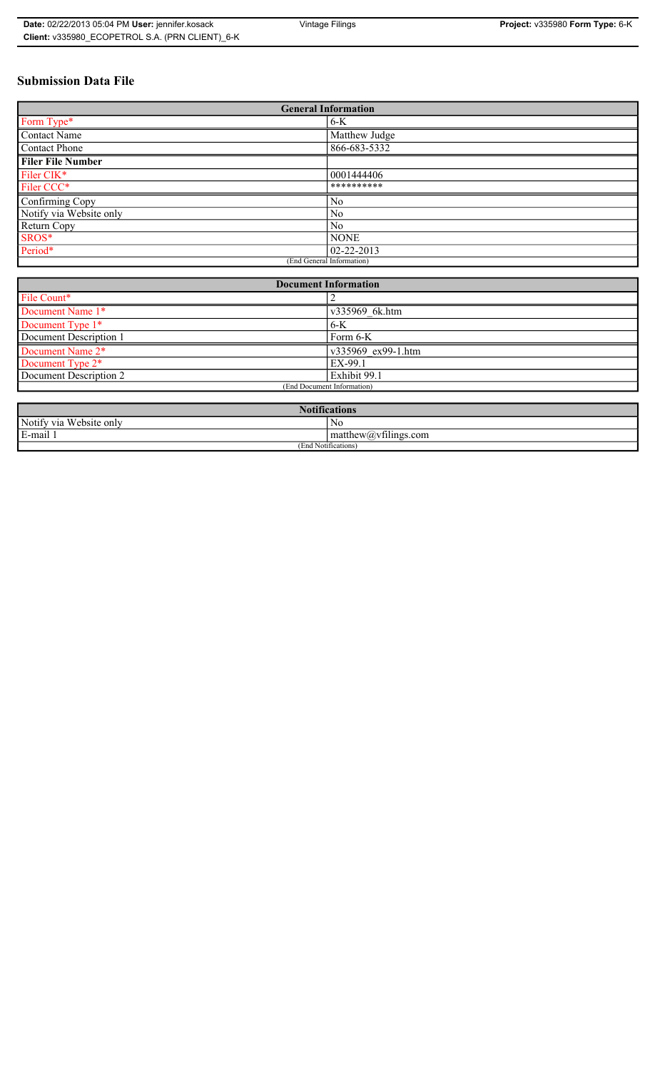# Submission Data File

| General Information | |
|---|---|
| Form Type* | 6-K |
| Contact Name | Matthew Judge |
| Contact Phone | 866-683-5332 |
| **Filer File Number** | |
| Filer CIK* | 0001444406 |
| Filer CCC* | ********** |
| Confirming Copy | No |
| Notify via Website only | No |
| Return Copy | No |
| SROS* | NONE |
| Period* | 02-22-2013 |
| (End General Information) | |

| Document Information | |
|---|---|
| File Count* | 2 |
| Document Name 1* | v335969_6k.htm |
| Document Type 1* | 6-K |
| Document Description 1 | Form 6-K |
| Document Name 2* | v335969_ex99-1.htm |
| Document Type 2* | EX-99.1 |
| Document Description 2 | Exhibit 99.1 |
| (End Document Information) | |

| Notifications | |
|---|---|
| Notify via Website only | No |
| E-mail 1 | matthew@vfilings.com |
| (End Notifications) | |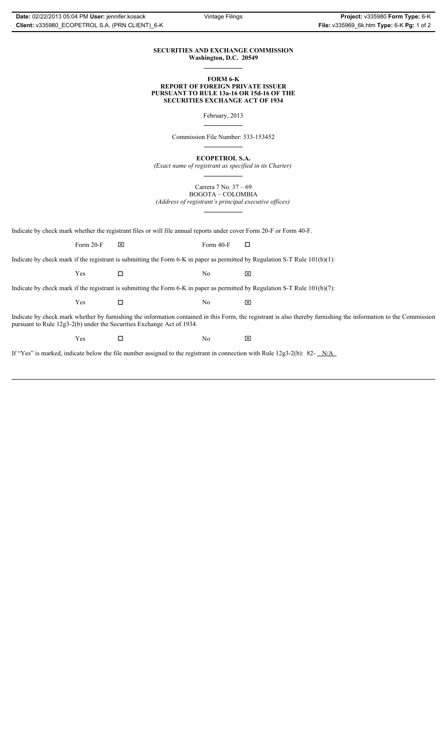**SECURITIES AND EXCHANGE COMMISSION**
**Washington, D.C. 20549**

**FORM 6-K**
**REPORT OF FOREIGN PRIVATE ISSUER**
**PURSUANT TO RULE 13a-16 OR 15d-16 OF THE**
**SECURITIES EXCHANGE ACT OF 1934**

February, 2013

Commission File Number: 333-153452

**ECOPETROL S.A.**
*(Exact name of registrant as specified in its Charter)*

Carrera 7 No. 37 – 69
BOGOTA – COLOMBIA
*(Address of registrant's principal executive offices)*

Indicate by check mark whether the registrant files or will file annual reports under cover Form 20-F or Form 40-F.

Form 20-F ☒ Form 40-F ☐

Indicate by check mark if the registrant is submitting the Form 6-K in paper as permitted by Regulation S-T Rule 101(b)(1):

Yes ☐ No ☒

Indicate by check mark if the registrant is submitting the Form 6-K in paper as permitted by Regulation S-T Rule 101(b)(7):

Yes ☐ No ☒

Indicate by check mark whether by furnishing the information contained in this Form, the registrant is also thereby furnishing the information to the Commission pursuant to Rule 12g3-2(b) under the Securities Exchange Act of 1934.

Yes ☐ No ☒

If "Yes" is marked, indicate below the file number assigned to the registrant in connection with Rule 12g3-2(b): 82- N/A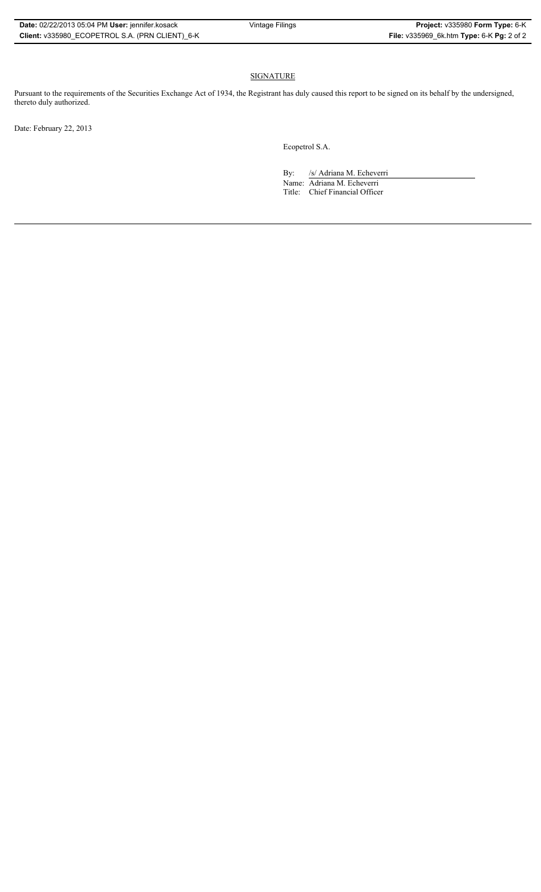## SIGNATURE

Pursuant to the requirements of the Securities Exchange Act of 1934, the Registrant has duly caused this report to be signed on its behalf by the undersigned, thereto duly authorized.

Date: February 22, 2013

Ecopetrol S.A.

By: /s/ Adriana M. Echeverri
Name: Adriana M. Echeverri
Title: Chief Financial Officer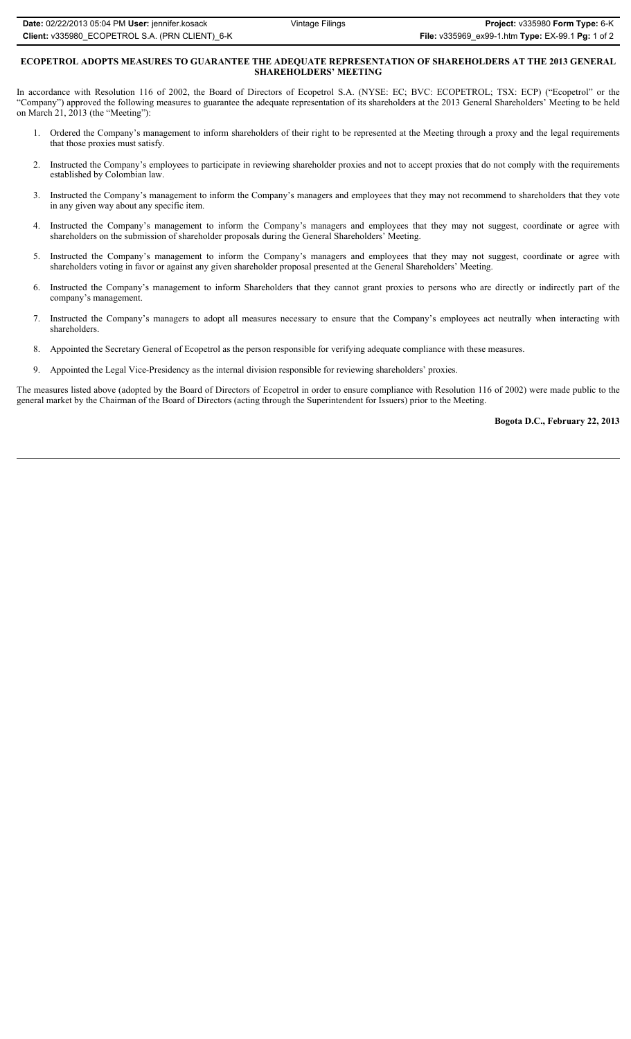# ECOPETROL ADOPTS MEASURES TO GUARANTEE THE ADEQUATE REPRESENTATION OF SHAREHOLDERS AT THE 2013 GENERAL SHAREHOLDERS' MEETING

In accordance with Resolution 116 of 2002, the Board of Directors of Ecopetrol S.A. (NYSE: EC; BVC: ECOPETROL; TSX: ECP) ("Ecopetrol" or the "Company") approved the following measures to guarantee the adequate representation of its shareholders at the 2013 General Shareholders' Meeting to be held on March 21, 2013 (the "Meeting"):

1. Ordered the Company's management to inform shareholders of their right to be represented at the Meeting through a proxy and the legal requirements that those proxies must satisfy.
2. Instructed the Company's employees to participate in reviewing shareholder proxies and not to accept proxies that do not comply with the requirements established by Colombian law.
3. Instructed the Company's management to inform the Company's managers and employees that they may not recommend to shareholders that they vote in any given way about any specific item.
4. Instructed the Company's management to inform the Company's managers and employees that they may not suggest, coordinate or agree with shareholders on the submission of shareholder proposals during the General Shareholders' Meeting.
5. Instructed the Company's management to inform the Company's managers and employees that they may not suggest, coordinate or agree with shareholders voting in favor or against any given shareholder proposal presented at the General Shareholders' Meeting.
6. Instructed the Company's management to inform Shareholders that they cannot grant proxies to persons who are directly or indirectly part of the company's management.
7. Instructed the Company's managers to adopt all measures necessary to ensure that the Company's employees act neutrally when interacting with shareholders.
8. Appointed the Secretary General of Ecopetrol as the person responsible for verifying adequate compliance with these measures.
9. Appointed the Legal Vice-Presidency as the internal division responsible for reviewing shareholders' proxies.

The measures listed above (adopted by the Board of Directors of Ecopetrol in order to ensure compliance with Resolution 116 of 2002) were made public to the general market by the Chairman of the Board of Directors (acting through the Superintendent for Issuers) prior to the Meeting.

**Bogota D.C., February 22, 2013**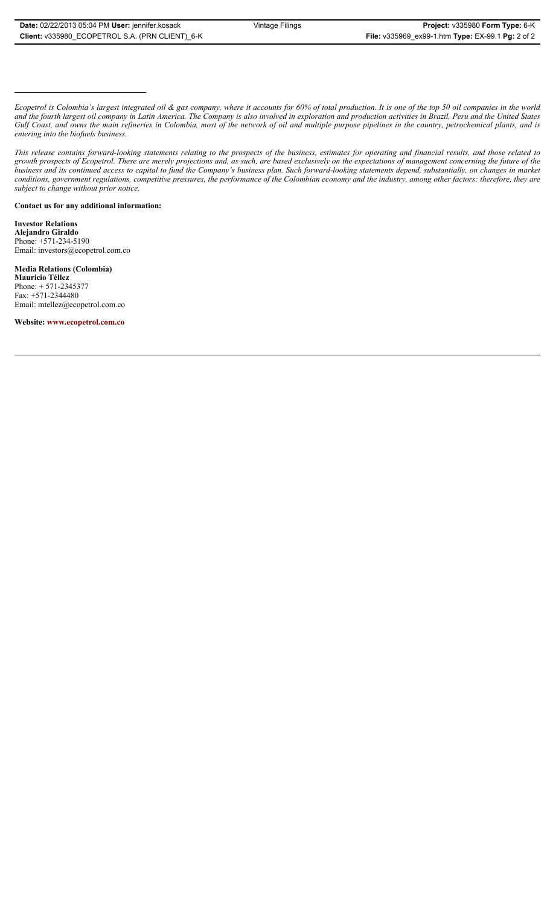---

*Ecopetrol is Colombia's largest integrated oil & gas company, where it accounts for 60% of total production. It is one of the top 50 oil companies in the world and the fourth largest oil company in Latin America. The Company is also involved in exploration and production activities in Brazil, Peru and the United States Gulf Coast, and owns the main refineries in Colombia, most of the network of oil and multiple purpose pipelines in the country, petrochemical plants, and is entering into the biofuels business.*

*This release contains forward-looking statements relating to the prospects of the business, estimates for operating and financial results, and those related to growth prospects of Ecopetrol. These are merely projections and, as such, are based exclusively on the expectations of management concerning the future of the business and its continued access to capital to fund the Company's business plan. Such forward-looking statements depend, substantially, on changes in market conditions, government regulations, competitive pressures, the performance of the Colombian economy and the industry, among other factors; therefore, they are subject to change without prior notice.*

**Contact us for any additional information:**

**Investor Relations**
**Alejandro Giraldo**
Phone: +571-234-5190
Email: investors@ecopetrol.com.co

**Media Relations (Colombia)**
**Mauricio Téllez**
Phone: + 571-2345377
Fax: +571-2344480
Email: mtellez@ecopetrol.com.co

**Website: www.ecopetrol.com.co**